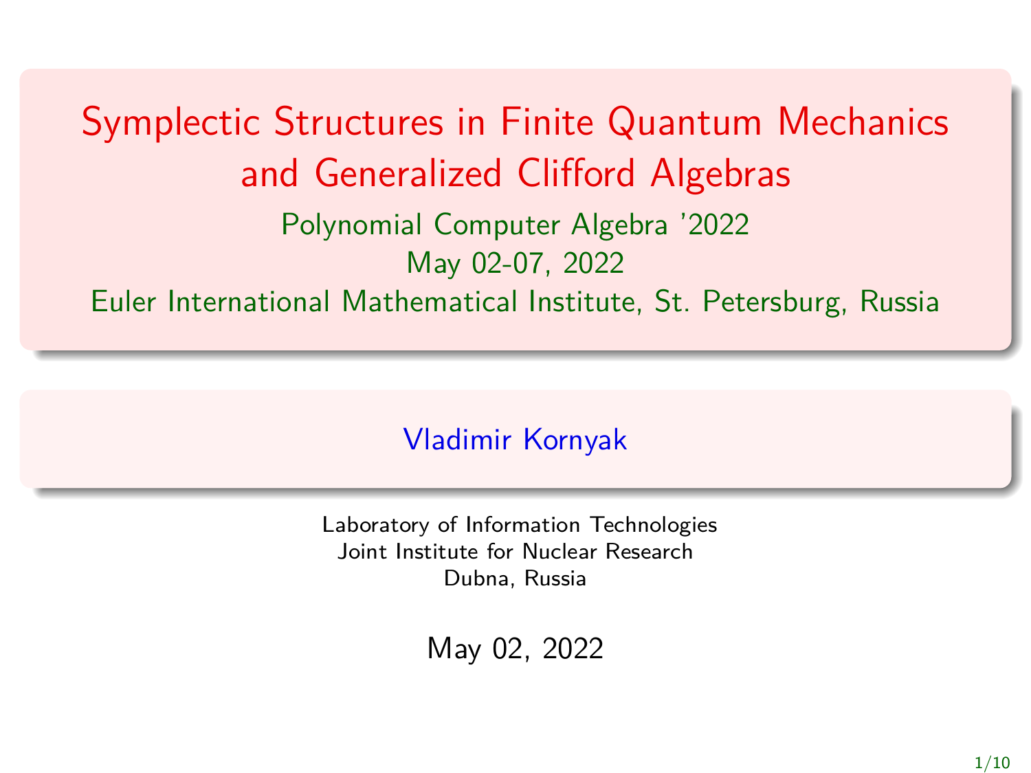# Symplectic Structures in Finite Quantum Mechanics and Generalized Clifford Algebras

Polynomial Computer Algebra '2022

May 02-07, 2022

Euler International Mathematical Institute, St. Petersburg, Russia

Vladimir Kornyak

Laboratory of Information Technologies
Joint Institute for Nuclear Research
Dubna, Russia

May 02, 2022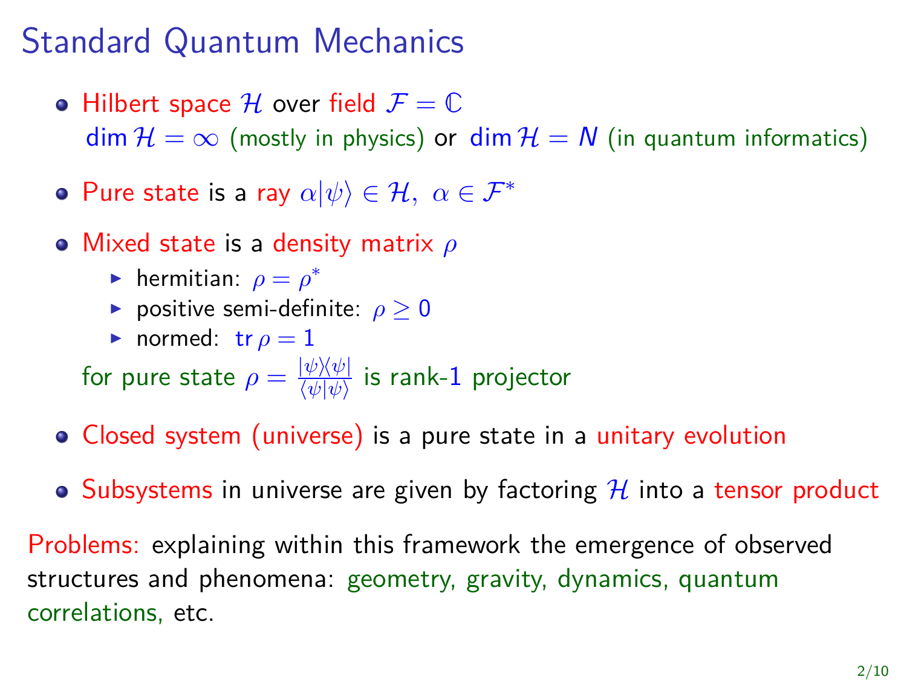# Standard Quantum Mechanics

- Hilbert space $\mathcal{H}$ over field $\mathcal{F} = \mathbb{C}$
  $\dim \mathcal{H} = \infty$ (mostly in physics) or $\dim \mathcal{H} = N$ (in quantum informatics)
- Pure state is a ray $\alpha|\psi\rangle \in \mathcal{H},\ \alpha \in \mathcal{F}^*$
- Mixed state is a density matrix $\rho$
  - hermitian: $\rho = \rho^*$
  - positive semi-definite: $\rho \geq 0$
  - normed: $\operatorname{tr} \rho = 1$

  for pure state $\rho = \frac{|\psi\rangle\langle\psi|}{\langle\psi|\psi\rangle}$ is rank-1 projector
- Closed system (universe) is a pure state in a unitary evolution
- Subsystems in universe are given by factoring $\mathcal{H}$ into a tensor product

Problems: explaining within this framework the emergence of observed structures and phenomena: geometry, gravity, dynamics, quantum correlations, etc.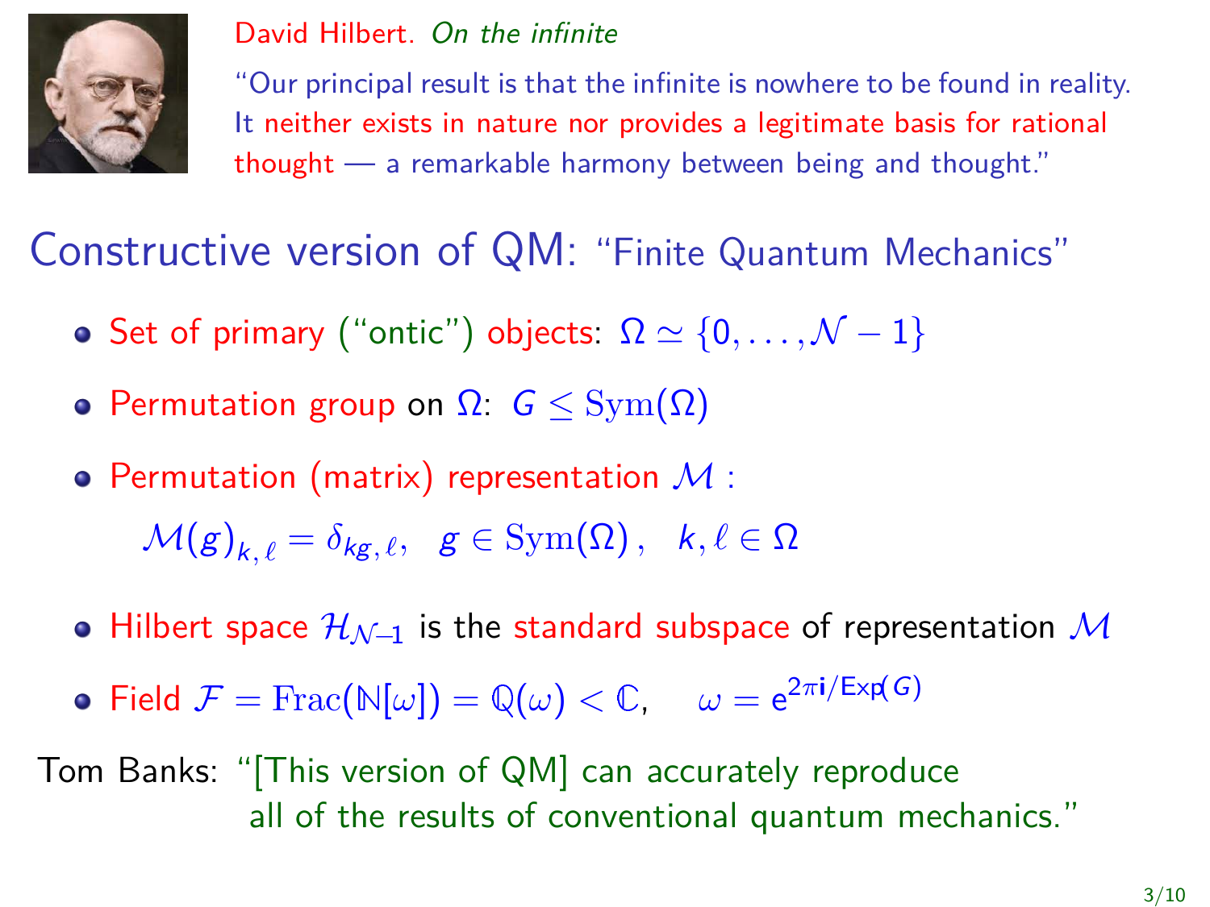David Hilbert. *On the infinite*

"Our principal result is that the infinite is nowhere to be found in reality. It neither exists in nature nor provides a legitimate basis for rational thought — a remarkable harmony between being and thought."

# Constructive version of QM: "Finite Quantum Mechanics"

- Set of primary ("ontic") objects: $\Omega \simeq \{0, \ldots, \mathcal{N}-1\}$
- Permutation group on $\Omega$: $G \leq \mathrm{Sym}(\Omega)$
- Permutation (matrix) representation $\mathcal{M}$ :

  $$\mathcal{M}(g)_{k,\ell} = \delta_{kg,\ell}, \quad g \in \mathrm{Sym}(\Omega), \quad k, \ell \in \Omega$$

- Hilbert space $\mathcal{H}_{\mathcal{N}-1}$ is the standard subspace of representation $\mathcal{M}$
- Field $\mathcal{F} = \mathrm{Frac}(\mathbb{N}[\omega]) = \mathbb{Q}(\omega) < \mathbb{C}, \quad \omega = \mathrm{e}^{2\pi\mathrm{i}/\mathrm{Exp}(G)}$

Tom Banks: "[This version of QM] can accurately reproduce all of the results of conventional quantum mechanics."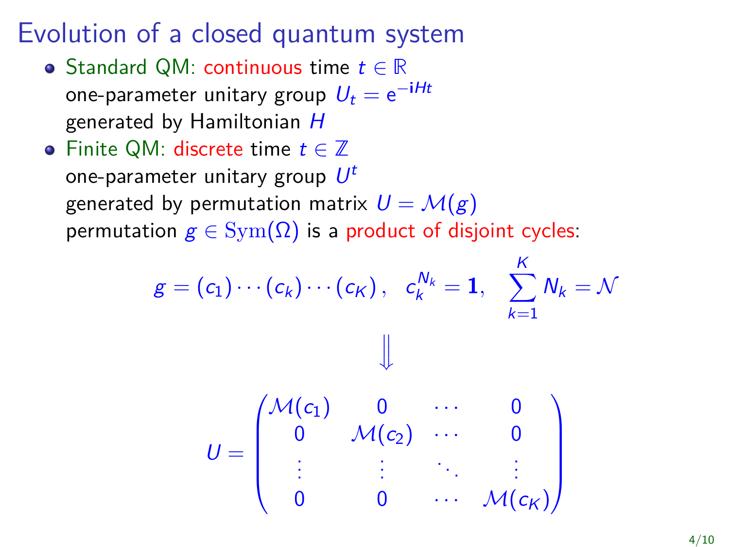# Evolution of a closed quantum system

- Standard QM: continuous time $t \in \mathbb{R}$
  one-parameter unitary group $U_t = \mathrm{e}^{-\mathrm{i}Ht}$
  generated by Hamiltonian $H$
- Finite QM: discrete time $t \in \mathbb{Z}$
  one-parameter unitary group $U^t$
  generated by permutation matrix $U = \mathcal{M}(g)$
  permutation $g \in \mathrm{Sym}(\Omega)$ is a product of disjoint cycles:

$$g = (c_1) \cdots (c_k) \cdots (c_K), \quad c_k^{N_k} = \mathbf{1}, \quad \sum_{k=1}^{K} N_k = \mathcal{N}$$

$$\Downarrow$$

$$U = \begin{pmatrix} \mathcal{M}(c_1) & 0 & \cdots & 0 \\ 0 & \mathcal{M}(c_2) & \cdots & 0 \\ \vdots & \vdots & \ddots & \vdots \\ 0 & 0 & \cdots & \mathcal{M}(c_K) \end{pmatrix}$$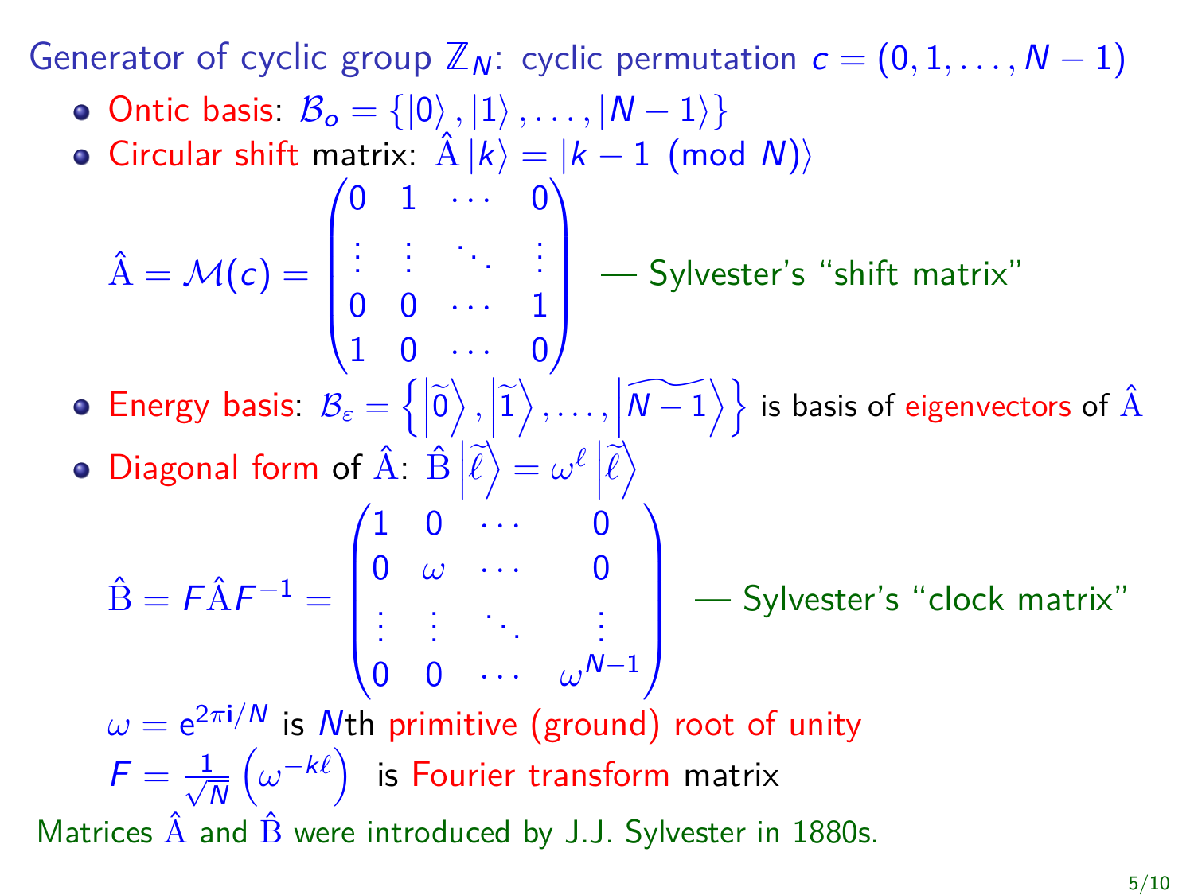Generator of cyclic group $\mathbb{Z}_N$: cyclic permutation $c = (0, 1, \ldots, N-1)$

- Ontic basis: $\mathcal{B}_o = \{|0\rangle, |1\rangle, \ldots, |N-1\rangle\}$
- Circular shift matrix: $\hat{\mathrm{A}}\,|k\rangle = |k - 1 \pmod{N}\rangle$

$$\hat{\mathrm{A}} = \mathcal{M}(c) = \begin{pmatrix} 0 & 1 & \cdots & 0 \\ \vdots & \vdots & \ddots & \vdots \\ 0 & 0 & \cdots & 1 \\ 1 & 0 & \cdots & 0 \end{pmatrix}$$ — Sylvester's "shift matrix"

- Energy basis: $\mathcal{B}_\varepsilon = \left\{ \left|\widetilde{0}\right\rangle, \left|\widetilde{1}\right\rangle, \ldots, \left|\widetilde{N-1}\right\rangle \right\}$ is basis of eigenvectors of $\hat{\mathrm{A}}$
- Diagonal form of $\hat{\mathrm{A}}$: $\hat{\mathrm{B}}\left|\widetilde{\ell}\right\rangle = \omega^\ell \left|\widetilde{\ell}\right\rangle$

$$\hat{\mathrm{B}} = F\hat{\mathrm{A}}F^{-1} = \begin{pmatrix} 1 & 0 & \cdots & 0 \\ 0 & \omega & \cdots & 0 \\ \vdots & \vdots & \ddots & \vdots \\ 0 & 0 & \cdots & \omega^{N-1} \end{pmatrix}$$ — Sylvester's "clock matrix"

$\omega = \mathrm{e}^{2\pi \mathrm{i}/N}$ is $N$th primitive (ground) root of unity

$F = \frac{1}{\sqrt{N}}\left(\omega^{-k\ell}\right)$ is Fourier transform matrix

Matrices $\hat{\mathrm{A}}$ and $\hat{\mathrm{B}}$ were introduced by J.J. Sylvester in 1880s.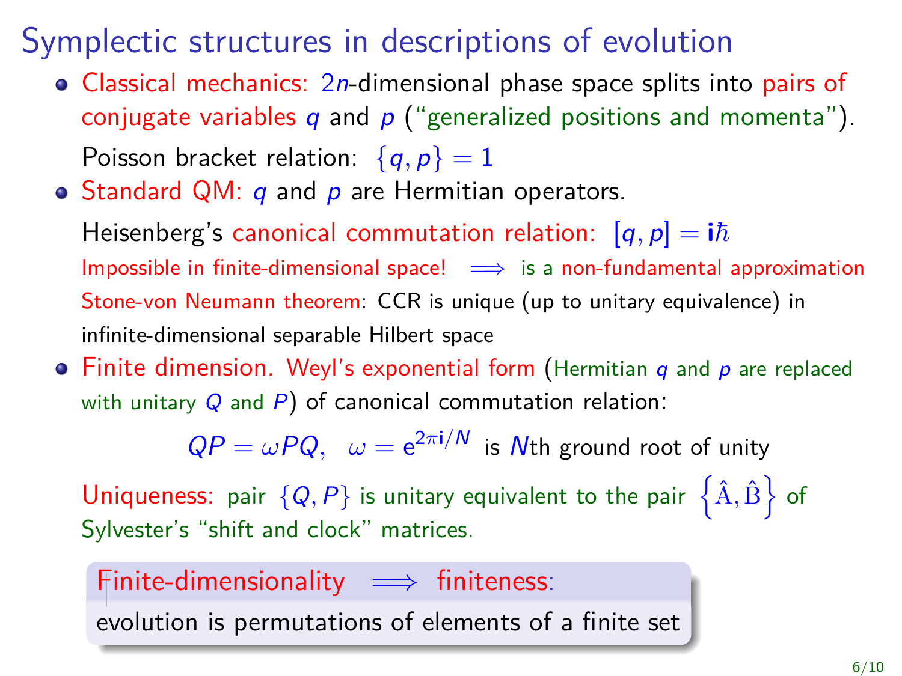# Symplectic structures in descriptions of evolution

- Classical mechanics: $2n$-dimensional phase space splits into pairs of conjugate variables $q$ and $p$ ("generalized positions and momenta").

  Poisson bracket relation: $\{q, p\} = 1$

- Standard QM: $q$ and $p$ are Hermitian operators.

  Heisenberg's canonical commutation relation: $[q, p] = \mathrm{i}\hbar$

  Impossible in finite-dimensional space! $\implies$ is a non-fundamental approximation

  Stone-von Neumann theorem: CCR is unique (up to unitary equivalence) in infinite-dimensional separable Hilbert space

- Finite dimension. Weyl's exponential form (Hermitian $q$ and $p$ are replaced with unitary $Q$ and $P$) of canonical commutation relation:

  $$QP = \omega PQ, \quad \omega = \mathrm{e}^{2\pi\mathrm{i}/N} \text{ is } N\text{th ground root of unity}$$

  Uniqueness: pair $\{Q, P\}$ is unitary equivalent to the pair $\{\hat{\mathrm{A}}, \hat{\mathrm{B}}\}$ of Sylvester's "shift and clock" matrices.

**Finite-dimensionality $\implies$ finiteness:**

evolution is permutations of elements of a finite set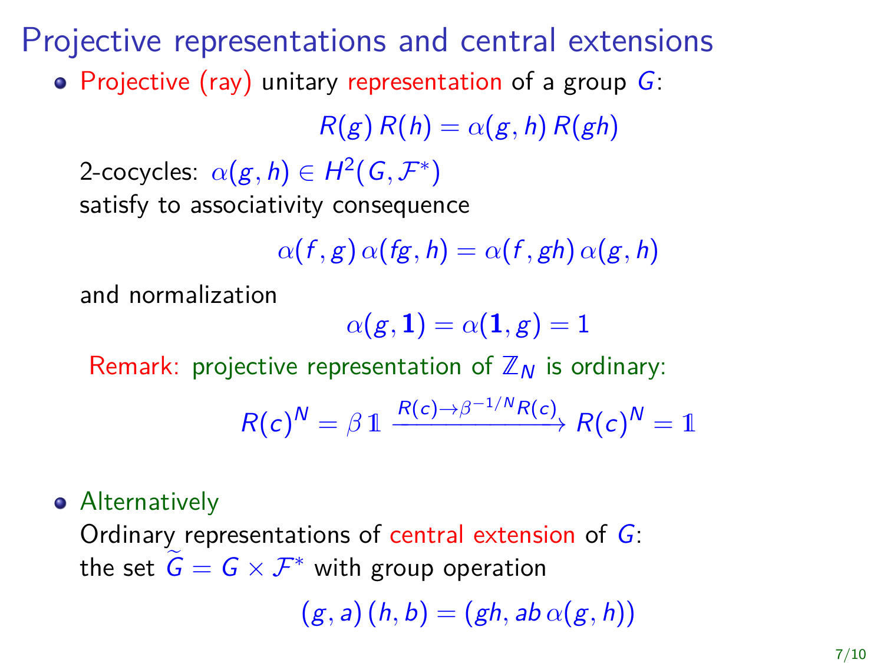# Projective representations and central extensions

- Projective (ray) unitary representation of a group $G$:

  $$R(g)\,R(h) = \alpha(g,h)\,R(gh)$$

  2-cocycles: $\alpha(g,h) \in H^2(G,\mathcal{F}^*)$
  satisfy to associativity consequence

  $$\alpha(f,g)\,\alpha(fg,h) = \alpha(f,gh)\,\alpha(g,h)$$

  and normalization

  $$\alpha(g,\mathbf{1}) = \alpha(\mathbf{1},g) = 1$$

  Remark: projective representation of $\mathbb{Z}_N$ is ordinary:

  $$R(c)^N = \beta\,\mathbb{1} \xrightarrow{R(c)\to\beta^{-1/N}R(c)} R(c)^N = \mathbb{1}$$

- Alternatively
  Ordinary representations of central extension of $G$:
  the set $\widetilde{G} = G \times \mathcal{F}^*$ with group operation

  $$(g,a)\,(h,b) = (gh, ab\,\alpha(g,h))$$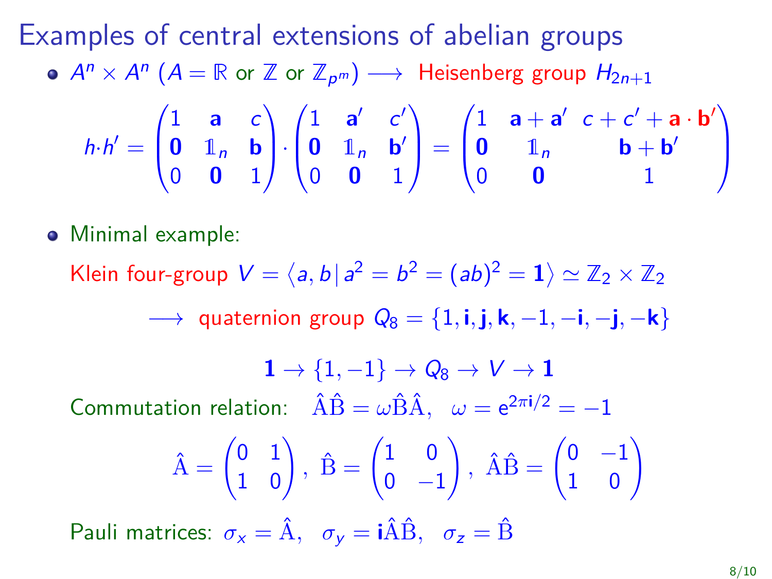# Examples of central extensions of abelian groups

- $A^n \times A^n$ ($A = \mathbb{R}$ or $\mathbb{Z}$ or $\mathbb{Z}_{p^m}$) $\longrightarrow$ Heisenberg group $H_{2n+1}$

$$h \cdot h' = \begin{pmatrix} 1 & \mathbf{a} & c \\ \mathbf{0} & \mathbb{1}_n & \mathbf{b} \\ 0 & \mathbf{0} & 1 \end{pmatrix} \cdot \begin{pmatrix} 1 & \mathbf{a}' & c' \\ \mathbf{0} & \mathbb{1}_n & \mathbf{b}' \\ 0 & \mathbf{0} & 1 \end{pmatrix} = \begin{pmatrix} 1 & \mathbf{a}+\mathbf{a}' & c+c'+\mathbf{a}\cdot\mathbf{b}' \\ \mathbf{0} & \mathbb{1}_n & \mathbf{b}+\mathbf{b}' \\ 0 & \mathbf{0} & 1 \end{pmatrix}$$

- Minimal example:

Klein four-group $V = \langle a, b \,|\, a^2 = b^2 = (ab)^2 = \mathbf{1} \rangle \simeq \mathbb{Z}_2 \times \mathbb{Z}_2$

$$\longrightarrow \text{ quaternion group } Q_8 = \{1, \mathbf{i}, \mathbf{j}, \mathbf{k}, -1, -\mathbf{i}, -\mathbf{j}, -\mathbf{k}\}$$

$$\mathbf{1} \to \{1, -1\} \to Q_8 \to V \to \mathbf{1}$$

Commutation relation: $\hat{\mathrm{A}}\hat{\mathrm{B}} = \omega \hat{\mathrm{B}}\hat{\mathrm{A}}, \quad \omega = \mathrm{e}^{2\pi \mathbf{i}/2} = -1$

$$\hat{\mathrm{A}} = \begin{pmatrix} 0 & 1 \\ 1 & 0 \end{pmatrix}, \; \hat{\mathrm{B}} = \begin{pmatrix} 1 & 0 \\ 0 & -1 \end{pmatrix}, \; \hat{\mathrm{A}}\hat{\mathrm{B}} = \begin{pmatrix} 0 & -1 \\ 1 & 0 \end{pmatrix}$$

Pauli matrices: $\sigma_x = \hat{\mathrm{A}}, \quad \sigma_y = \mathbf{i}\hat{\mathrm{A}}\hat{\mathrm{B}}, \quad \sigma_z = \hat{\mathrm{B}}$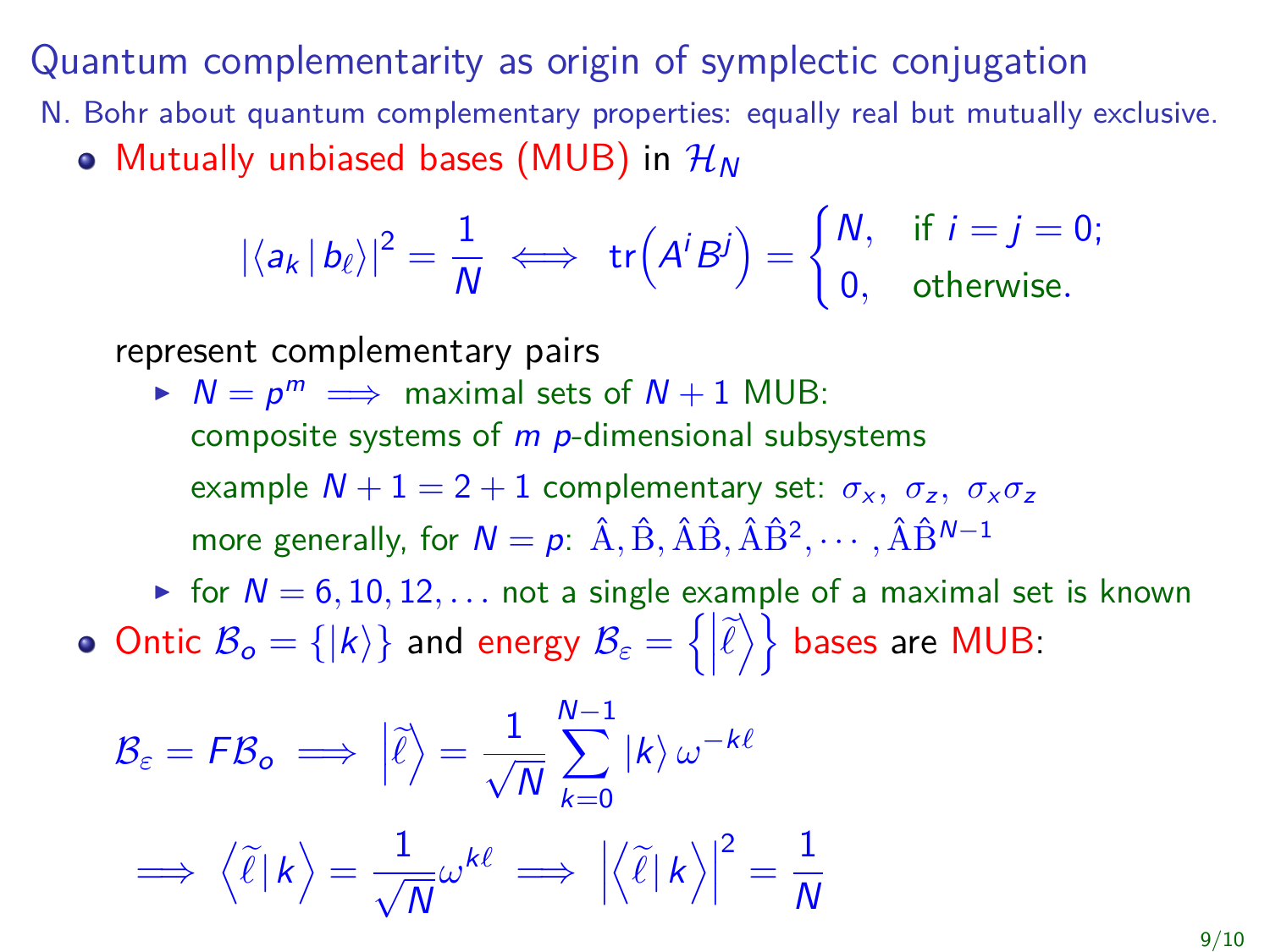# Quantum complementarity as origin of symplectic conjugation

N. Bohr about quantum complementary properties: equally real but mutually exclusive.

- Mutually unbiased bases (MUB) in $\mathcal{H}_N$

$$\left|\langle a_k \,|\, b_\ell \rangle\right|^2 = \frac{1}{N} \iff \operatorname{tr}\left(A^i B^j\right) = \begin{cases} N, & \text{if } i = j = 0; \\ 0, & \text{otherwise.} \end{cases}$$

  represent complementary pairs
  - $N = p^m \implies$ maximal sets of $N+1$ MUB:
    composite systems of $m$ $p$-dimensional subsystems
    example $N + 1 = 2 + 1$ complementary set: $\sigma_x,\ \sigma_z,\ \sigma_x\sigma_z$
    more generally, for $N = p$: $\hat{\mathrm{A}}, \hat{\mathrm{B}}, \hat{\mathrm{A}}\hat{\mathrm{B}}, \hat{\mathrm{A}}\hat{\mathrm{B}}^2, \cdots, \hat{\mathrm{A}}\hat{\mathrm{B}}^{N-1}$
  - for $N = 6, 10, 12, \ldots$ not a single example of a maximal set is known
- Ontic $\mathcal{B}_o = \{|k\rangle\}$ and energy $\mathcal{B}_\varepsilon = \left\{\left|\widetilde{\ell}\right\rangle\right\}$ bases are MUB:

$$\mathcal{B}_\varepsilon = F\mathcal{B}_o \implies \left|\widetilde{\ell}\right\rangle = \frac{1}{\sqrt{N}} \sum_{k=0}^{N-1} |k\rangle\, \omega^{-k\ell}$$

$$\implies \left\langle \widetilde{\ell} \,\middle|\, k \right\rangle = \frac{1}{\sqrt{N}} \omega^{k\ell} \implies \left|\left\langle \widetilde{\ell} \,\middle|\, k \right\rangle\right|^2 = \frac{1}{N}$$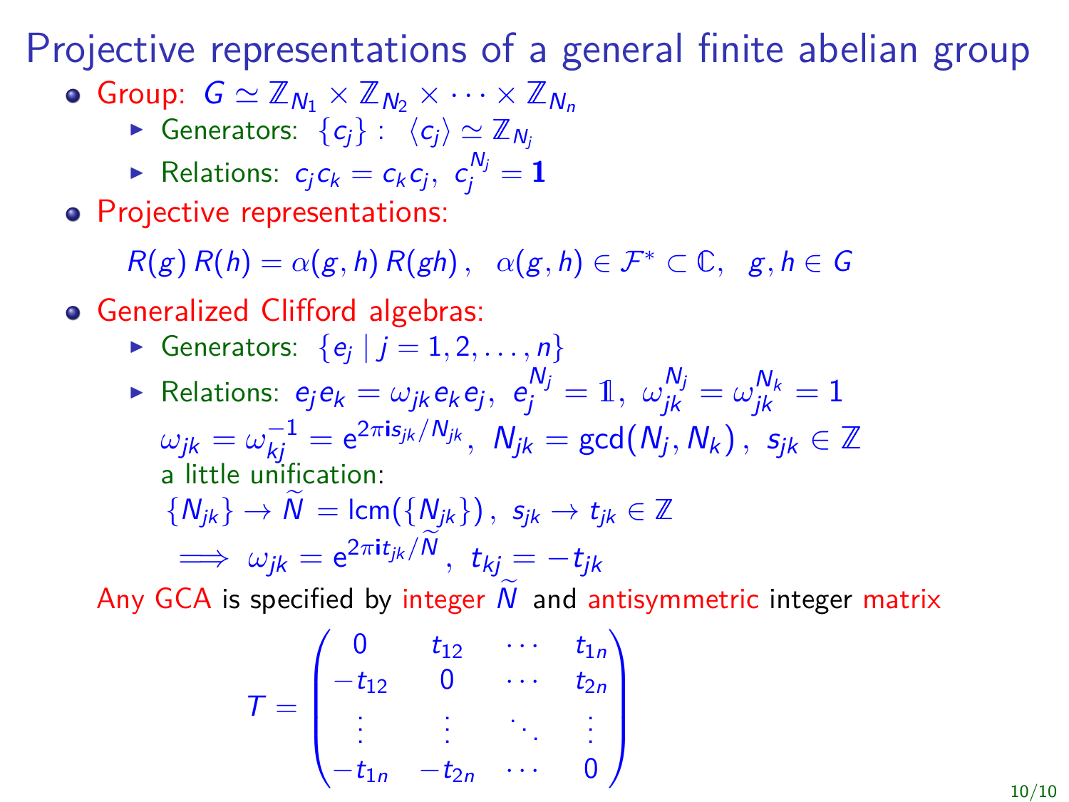# Projective representations of a general finite abelian group

- Group: $G \simeq \mathbb{Z}_{N_1} \times \mathbb{Z}_{N_2} \times \cdots \times \mathbb{Z}_{N_n}$
  - Generators: $\{c_j\} : \ \langle c_j \rangle \simeq \mathbb{Z}_{N_j}$
  - Relations: $c_j c_k = c_k c_j, \ c_j^{N_j} = \mathbf{1}$
- Projective representations:

$$R(g)\, R(h) = \alpha(g,h)\, R(gh)\,, \quad \alpha(g,h) \in \mathcal{F}^* \subset \mathbb{C}, \quad g,h \in G$$

- Generalized Clifford algebras:
  - Generators: $\{e_j \mid j = 1, 2, \ldots, n\}$
  - Relations: $e_j e_k = \omega_{jk} e_k e_j, \ e_j^{N_j} = \mathbb{1}, \ \omega_{jk}^{N_j} = \omega_{jk}^{N_k} = 1$
    $\omega_{jk} = \omega_{kj}^{-1} = \mathrm{e}^{2\pi \mathrm{i} s_{jk}/N_{jk}}, \ N_{jk} = \gcd(N_j, N_k)\,, \ s_{jk} \in \mathbb{Z}$
    a little unification:
    $\{N_{jk}\} \to \widetilde{N} = \mathrm{lcm}(\{N_{jk}\})\,, \ s_{jk} \to t_{jk} \in \mathbb{Z}$
    $\implies \omega_{jk} = \mathrm{e}^{2\pi \mathrm{i} t_{jk}/\widetilde{N}}\,, \ t_{kj} = -t_{jk}$

Any GCA is specified by integer $\widetilde{N}$ and antisymmetric integer matrix

$$T = \begin{pmatrix} 0 & t_{12} & \cdots & t_{1n} \\ -t_{12} & 0 & \cdots & t_{2n} \\ \vdots & \vdots & \ddots & \vdots \\ -t_{1n} & -t_{2n} & \cdots & 0 \end{pmatrix}$$